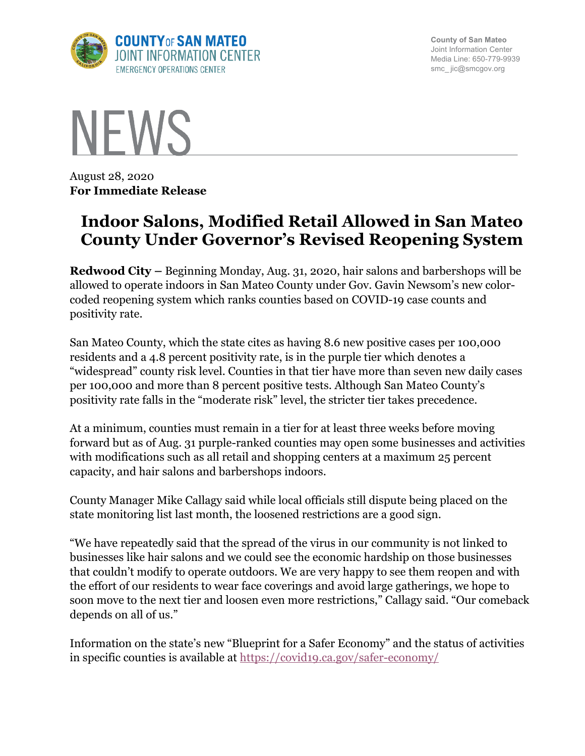COUNTY OF SAN MATEO
JOINT INFORMATION CENTER
EMERGENCY OPERATIONS CENTER

County of San Mateo
Joint Information Center
Media Line: 650-779-9939
smc_ jic@smcgov.org

# NEWS

August 28, 2020
**For Immediate Release**

## Indoor Salons, Modified Retail Allowed in San Mateo County Under Governor's Revised Reopening System

**Redwood City –** Beginning Monday, Aug. 31, 2020, hair salons and barbershops will be allowed to operate indoors in San Mateo County under Gov. Gavin Newsom's new color-coded reopening system which ranks counties based on COVID-19 case counts and positivity rate.

San Mateo County, which the state cites as having 8.6 new positive cases per 100,000 residents and a 4.8 percent positivity rate, is in the purple tier which denotes a "widespread" county risk level. Counties in that tier have more than seven new daily cases per 100,000 and more than 8 percent positive tests. Although San Mateo County's positivity rate falls in the "moderate risk" level, the stricter tier takes precedence.

At a minimum, counties must remain in a tier for at least three weeks before moving forward but as of Aug. 31 purple-ranked counties may open some businesses and activities with modifications such as all retail and shopping centers at a maximum 25 percent capacity, and hair salons and barbershops indoors.

County Manager Mike Callagy said while local officials still dispute being placed on the state monitoring list last month, the loosened restrictions are a good sign.

"We have repeatedly said that the spread of the virus in our community is not linked to businesses like hair salons and we could see the economic hardship on those businesses that couldn't modify to operate outdoors. We are very happy to see them reopen and with the effort of our residents to wear face coverings and avoid large gatherings, we hope to soon move to the next tier and loosen even more restrictions," Callagy said. "Our comeback depends on all of us."

Information on the state's new "Blueprint for a Safer Economy" and the status of activities in specific counties is available at https://covid19.ca.gov/safer-economy/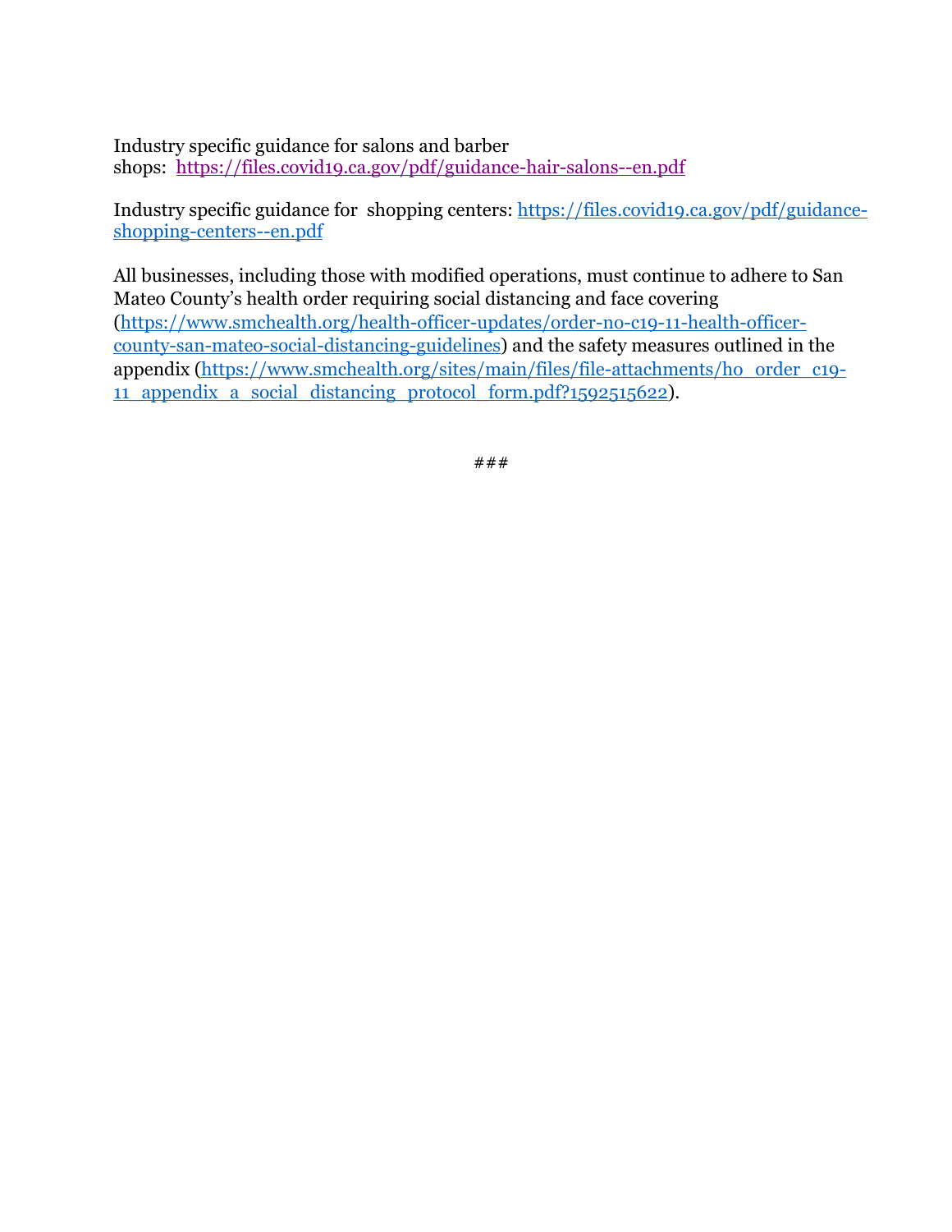Industry specific guidance for salons and barber shops: https://files.covid19.ca.gov/pdf/guidance-hair-salons--en.pdf

Industry specific guidance for shopping centers: https://files.covid19.ca.gov/pdf/guidance-shopping-centers--en.pdf

All businesses, including those with modified operations, must continue to adhere to San Mateo County's health order requiring social distancing and face covering (https://www.smchealth.org/health-officer-updates/order-no-c19-11-health-officer-county-san-mateo-social-distancing-guidelines) and the safety measures outlined in the appendix (https://www.smchealth.org/sites/main/files/file-attachments/ho_order_c19-11_appendix_a_social_distancing_protocol_form.pdf?1592515622).

###